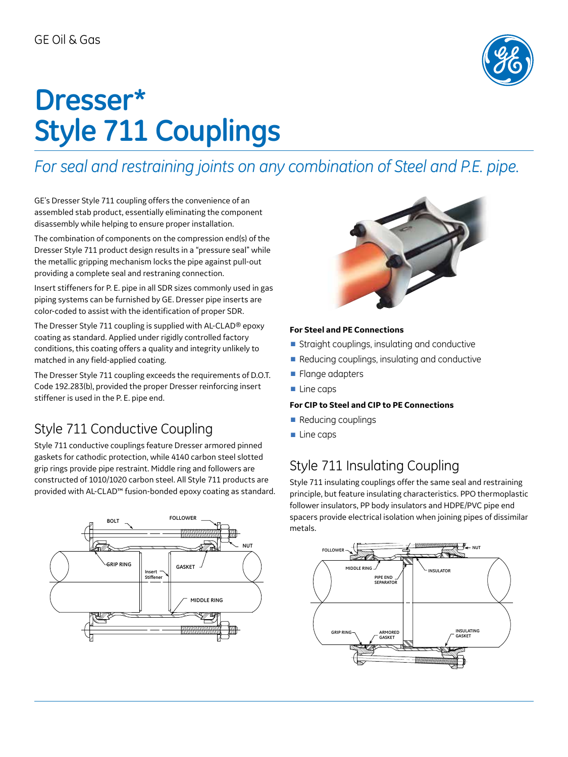# Dresser* Style 711 Couplings

*For seal and restraining joints on any combination of Steel and P.E. pipe.*

GE's Dresser Style 711 coupling offers the convenience of an assembled stab product, essentially eliminating the component disassembly while helping to ensure proper installation.

The combination of components on the compression end(s) of the Dresser Style 711 product design results in a "pressure seal" while the metallic gripping mechanism locks the pipe against pull-out providing a complete seal and restraning connection.

Insert stiffeners for P. E. pipe in all SDR sizes commonly used in gas piping systems can be furnished by GE. Dresser pipe inserts are color-coded to assist with the identification of proper SDR.

The Dresser Style 711 coupling is supplied with AL-CLAD® epoxy coating as standard. Applied under rigidly controlled factory conditions, this coating offers a quality and integrity unlikely to matched in any field-applied coating.

The Dresser Style 711 coupling exceeds the requirements of D.O.T. Code 192.283(b), provided the proper Dresser reinforcing insert stiffener is used in the P. E. pipe end.

## Style 711 Conductive Coupling

Style 711 conductive couplings feature Dresser armored pinned gaskets for cathodic protection, while 4140 carbon steel slotted grip rings provide pipe restraint. Middle ring and followers are constructed of 1010/1020 carbon steel. All Style 711 products are provided with AL-CLAD™ fusion-bonded epoxy coating as standard.

**For Steel and PE Connections**

- Straight couplings, insulating and conductive
- Reducing couplings, insulating and conductive
- Flange adapters
- Line caps

**For CIP to Steel and CIP to PE Connections**

- Reducing couplings
- Line caps

## Style 711 Insulating Coupling

Style 711 insulating couplings offer the same seal and restraining principle, but feature insulating characteristics. PPO thermoplastic follower insulators, PP body insulators and HDPE/PVC pipe end spacers provide electrical isolation when joining pipes of dissimilar metals.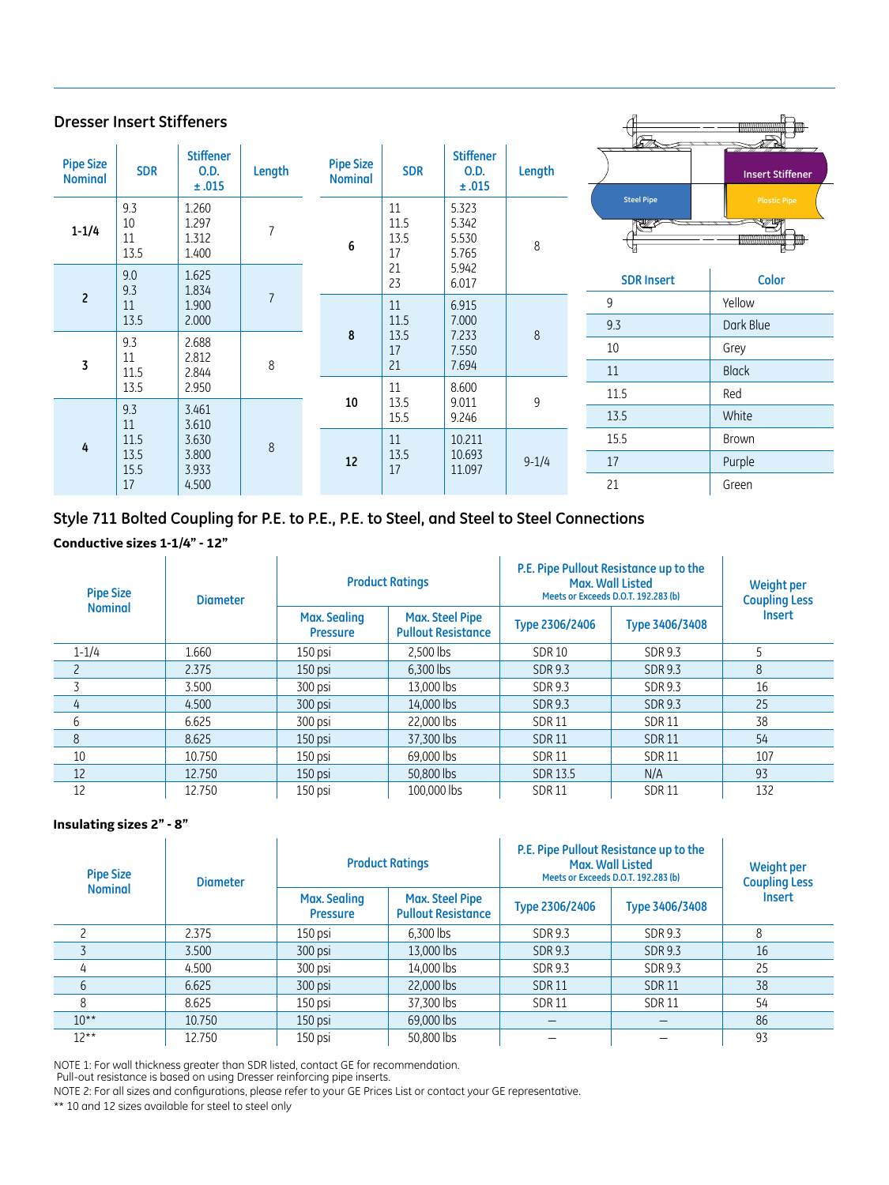## Dresser Insert Stiffeners

| Pipe Size Nominal | SDR | Stiffener O.D. ±.015 | Length |
|---|---|---|---|
| 1-1/4 | 9.3<br>10<br>11<br>13.5 | 1.260<br>1.297<br>1.312<br>1.400 | 7 |
| 2 | 9.0<br>9.3<br>11<br>13.5 | 1.625<br>1.834<br>1.900<br>2.000 | 7 |
| 3 | 9.3<br>11<br>11.5<br>13.5 | 2.688<br>2.812<br>2.844<br>2.950 | 8 |
| 4 | 9.3<br>11<br>11.5<br>13.5<br>15.5<br>17 | 3.461<br>3.610<br>3.630<br>3.800<br>3.933<br>4.500 | 8 |

| Pipe Size Nominal | SDR | Stiffener O.D. ±.015 | Length |
|---|---|---|---|
| 6 | 11<br>11.5<br>13.5<br>17<br>21<br>23 | 5.323<br>5.342<br>5.530<br>5.765<br>5.942<br>6.017 | 8 |
| 8 | 11<br>11.5<br>13.5<br>17<br>21 | 6.915<br>7.000<br>7.233<br>7.550<br>7.694 | 8 |
| 10 | 11<br>13.5<br>15.5 | 8.600<br>9.011<br>9.246 | 9 |
| 12 | 11<br>13.5<br>17 | 10.211<br>10.693<br>11.097 | 9-1/4 |

Steel Pipe | Insert Stiffener | Plastic Pipe

| SDR Insert | Color |
|---|---|
| 9 | Yellow |
| 9.3 | Dark Blue |
| 10 | Grey |
| 11 | Black |
| 11.5 | Red |
| 13.5 | White |
| 15.5 | Brown |
| 17 | Purple |
| 21 | Green |

## Style 711 Bolted Coupling for P.E. to P.E., P.E. to Steel, and Steel to Steel Connections

**Conductive sizes 1-1/4" - 12"**

| Pipe Size Nominal | Diameter | Product Ratings | | P.E. Pipe Pullout Resistance up to the Max. Wall Listed Meets or Exceeds D.O.T. 192.283 (b) | | Weight per Coupling Less Insert |
|---|---|---|---|---|---|---|
| | | Max. Sealing Pressure | Max. Steel Pipe Pullout Resistance | Type 2306/2406 | Type 3406/3408 | |
| 1-1/4 | 1.660 | 150 psi | 2,500 lbs | SDR 10 | SDR 9.3 | 5 |
| 2 | 2.375 | 150 psi | 6,300 lbs | SDR 9.3 | SDR 9.3 | 8 |
| 3 | 3.500 | 300 psi | 13,000 lbs | SDR 9.3 | SDR 9.3 | 16 |
| 4 | 4.500 | 300 psi | 14,000 lbs | SDR 9.3 | SDR 9.3 | 25 |
| 6 | 6.625 | 300 psi | 22,000 lbs | SDR 11 | SDR 11 | 38 |
| 8 | 8.625 | 150 psi | 37,300 lbs | SDR 11 | SDR 11 | 54 |
| 10 | 10.750 | 150 psi | 69,000 lbs | SDR 11 | SDR 11 | 107 |
| 12 | 12.750 | 150 psi | 50,800 lbs | SDR 13.5 | N/A | 93 |
| 12 | 12.750 | 150 psi | 100,000 lbs | SDR 11 | SDR 11 | 132 |

**Insulating sizes 2" - 8"**

| Pipe Size Nominal | Diameter | Product Ratings | | P.E. Pipe Pullout Resistance up to the Max. Wall Listed Meets or Exceeds D.O.T. 192.283 (b) | | Weight per Coupling Less Insert |
|---|---|---|---|---|---|---|
| | | Max. Sealing Pressure | Max. Steel Pipe Pullout Resistance | Type 2306/2406 | Type 3406/3408 | |
| 2 | 2.375 | 150 psi | 6,300 lbs | SDR 9.3 | SDR 9.3 | 8 |
| 3 | 3.500 | 300 psi | 13,000 lbs | SDR 9.3 | SDR 9.3 | 16 |
| 4 | 4.500 | 300 psi | 14,000 lbs | SDR 9.3 | SDR 9.3 | 25 |
| 6 | 6.625 | 300 psi | 22,000 lbs | SDR 11 | SDR 11 | 38 |
| 8 | 8.625 | 150 psi | 37,300 lbs | SDR 11 | SDR 11 | 54 |
| 10** | 10.750 | 150 psi | 69,000 lbs | – | – | 86 |
| 12** | 12.750 | 150 psi | 50,800 lbs | – | – | 93 |

NOTE 1: For wall thickness greater than SDR listed, contact GE for recommendation.
Pull-out resistance is based on using Dresser reinforcing pipe inserts.

NOTE 2: For all sizes and configurations, please refer to your GE Prices List or contact your GE representative.

** 10 and 12 sizes available for steel to steel only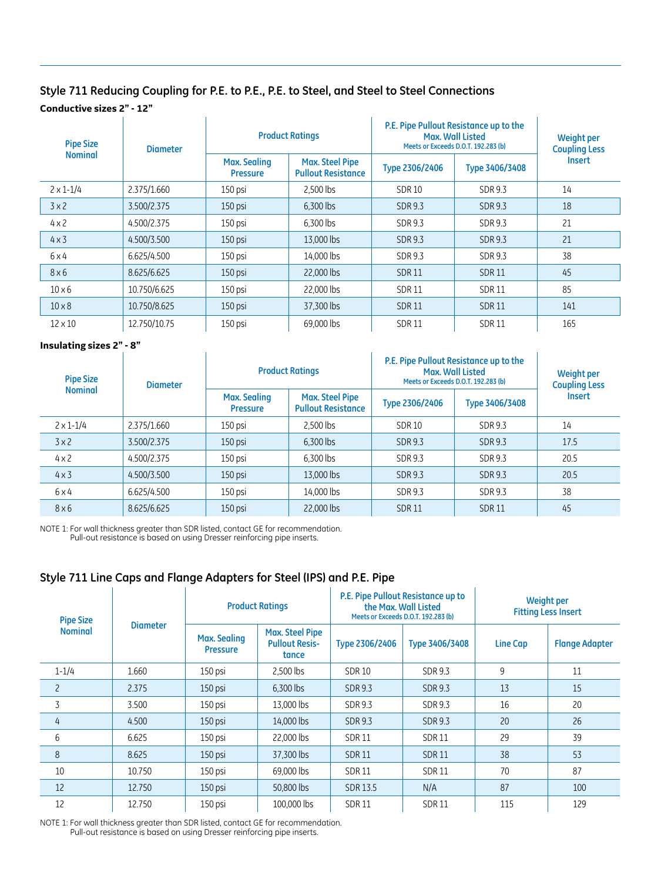## Style 711 Reducing Coupling for P.E. to P.E., P.E. to Steel, and Steel to Steel Connections

**Conductive sizes 2" - 12"**

| Pipe Size Nominal | Diameter | Product Ratings | | P.E. Pipe Pullout Resistance up to the Max. Wall Listed Meets or Exceeds D.O.T. 192.283 (b) | | Weight per Coupling Less Insert |
|---|---|---|---|---|---|---|
| | | Max. Sealing Pressure | Max. Steel Pipe Pullout Resistance | Type 2306/2406 | Type 3406/3408 | |
| 2 x 1-1/4 | 2.375/1.660 | 150 psi | 2,500 lbs | SDR 10 | SDR 9.3 | 14 |
| 3 x 2 | 3.500/2.375 | 150 psi | 6,300 lbs | SDR 9.3 | SDR 9.3 | 18 |
| 4 x 2 | 4.500/2.375 | 150 psi | 6,300 lbs | SDR 9.3 | SDR 9.3 | 21 |
| 4 x 3 | 4.500/3.500 | 150 psi | 13,000 lbs | SDR 9.3 | SDR 9.3 | 21 |
| 6 x 4 | 6.625/4.500 | 150 psi | 14,000 lbs | SDR 9.3 | SDR 9.3 | 38 |
| 8 x 6 | 8.625/6.625 | 150 psi | 22,000 lbs | SDR 11 | SDR 11 | 45 |
| 10 x 6 | 10.750/6.625 | 150 psi | 22,000 lbs | SDR 11 | SDR 11 | 85 |
| 10 x 8 | 10.750/8.625 | 150 psi | 37,300 lbs | SDR 11 | SDR 11 | 141 |
| 12 x 10 | 12.750/10.75 | 150 psi | 69,000 lbs | SDR 11 | SDR 11 | 165 |

**Insulating sizes 2" - 8"**

| Pipe Size Nominal | Diameter | Product Ratings | | P.E. Pipe Pullout Resistance up to the Max. Wall Listed Meets or Exceeds D.O.T. 192.283 (b) | | Weight per Coupling Less Insert |
|---|---|---|---|---|---|---|
| | | Max. Sealing Pressure | Max. Steel Pipe Pullout Resistance | Type 2306/2406 | Type 3406/3408 | |
| 2 x 1-1/4 | 2.375/1.660 | 150 psi | 2,500 lbs | SDR 10 | SDR 9.3 | 14 |
| 3 x 2 | 3.500/2.375 | 150 psi | 6,300 lbs | SDR 9.3 | SDR 9.3 | 17.5 |
| 4 x 2 | 4.500/2.375 | 150 psi | 6,300 lbs | SDR 9.3 | SDR 9.3 | 20.5 |
| 4 x 3 | 4.500/3.500 | 150 psi | 13,000 lbs | SDR 9.3 | SDR 9.3 | 20.5 |
| 6 x 4 | 6.625/4.500 | 150 psi | 14,000 lbs | SDR 9.3 | SDR 9.3 | 38 |
| 8 x 6 | 8.625/6.625 | 150 psi | 22,000 lbs | SDR 11 | SDR 11 | 45 |

NOTE 1: For wall thickness greater than SDR listed, contact GE for recommendation.
Pull-out resistance is based on using Dresser reinforcing pipe inserts.

## Style 711 Line Caps and Flange Adapters for Steel (IPS) and P.E. Pipe

| Pipe Size Nominal | Diameter | Product Ratings | | P.E. Pipe Pullout Resistance up to the Max. Wall Listed Meets or Exceeds D.O.T. 192.283 (b) | | Weight per Fitting Less Insert | |
|---|---|---|---|---|---|---|---|
| | | Max. Sealing Pressure | Max. Steel Pipe Pullout Resistance | Type 2306/2406 | Type 3406/3408 | Line Cap | Flange Adapter |
| 1-1/4 | 1.660 | 150 psi | 2,500 lbs | SDR 10 | SDR 9.3 | 9 | 11 |
| 2 | 2.375 | 150 psi | 6,300 lbs | SDR 9.3 | SDR 9.3 | 13 | 15 |
| 3 | 3.500 | 150 psi | 13,000 lbs | SDR 9.3 | SDR 9.3 | 16 | 20 |
| 4 | 4.500 | 150 psi | 14,000 lbs | SDR 9.3 | SDR 9.3 | 20 | 26 |
| 6 | 6.625 | 150 psi | 22,000 lbs | SDR 11 | SDR 11 | 29 | 39 |
| 8 | 8.625 | 150 psi | 37,300 lbs | SDR 11 | SDR 11 | 38 | 53 |
| 10 | 10.750 | 150 psi | 69,000 lbs | SDR 11 | SDR 11 | 70 | 87 |
| 12 | 12.750 | 150 psi | 50,800 lbs | SDR 13.5 | N/A | 87 | 100 |
| 12 | 12.750 | 150 psi | 100,000 lbs | SDR 11 | SDR 11 | 115 | 129 |

NOTE 1: For wall thickness greater than SDR listed, contact GE for recommendation.
Pull-out resistance is based on using Dresser reinforcing pipe inserts.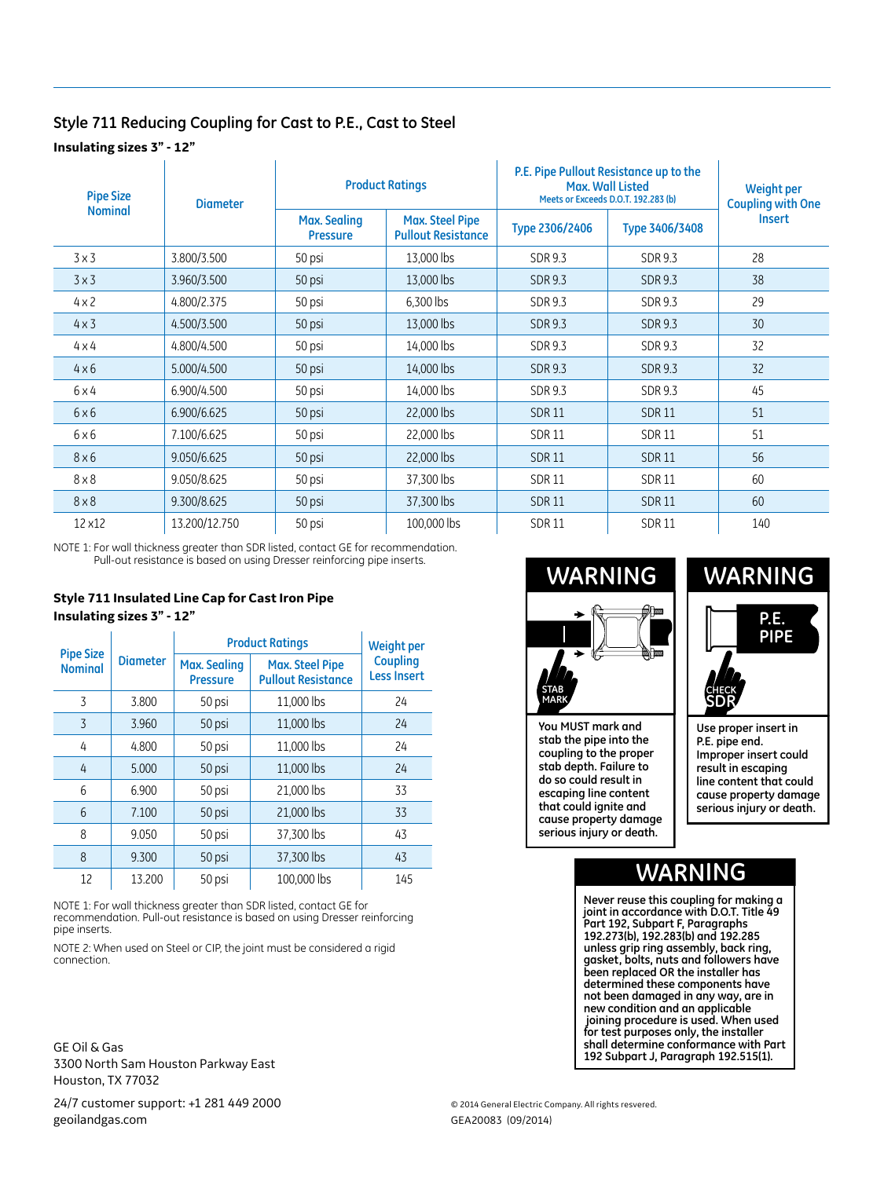## Style 711 Reducing Coupling for Cast to P.E., Cast to Steel

**Insulating sizes 3" - 12"**

| Pipe Size Nominal | Diameter | Product Ratings | | P.E. Pipe Pullout Resistance up to the Max. Wall Listed Meets or Exceeds D.O.T. 192.283 (b) | | Weight per Coupling with One Insert |
|---|---|---|---|---|---|---|
| | | Max. Sealing Pressure | Max. Steel Pipe Pullout Resistance | Type 2306/2406 | Type 3406/3408 | |
| 3 x 3 | 3.800/3.500 | 50 psi | 13,000 lbs | SDR 9.3 | SDR 9.3 | 28 |
| 3 x 3 | 3.960/3.500 | 50 psi | 13,000 lbs | SDR 9.3 | SDR 9.3 | 38 |
| 4 x 2 | 4.800/2.375 | 50 psi | 6,300 lbs | SDR 9.3 | SDR 9.3 | 29 |
| 4 x 3 | 4.500/3.500 | 50 psi | 13,000 lbs | SDR 9.3 | SDR 9.3 | 30 |
| 4 x 4 | 4.800/4.500 | 50 psi | 14,000 lbs | SDR 9.3 | SDR 9.3 | 32 |
| 4 x 6 | 5.000/4.500 | 50 psi | 14,000 lbs | SDR 9.3 | SDR 9.3 | 32 |
| 6 x 4 | 6.900/4.500 | 50 psi | 14,000 lbs | SDR 9.3 | SDR 9.3 | 45 |
| 6 x 6 | 6.900/6.625 | 50 psi | 22,000 lbs | SDR 11 | SDR 11 | 51 |
| 6 x 6 | 7.100/6.625 | 50 psi | 22,000 lbs | SDR 11 | SDR 11 | 51 |
| 8 x 6 | 9.050/6.625 | 50 psi | 22,000 lbs | SDR 11 | SDR 11 | 56 |
| 8 x 8 | 9.050/8.625 | 50 psi | 37,300 lbs | SDR 11 | SDR 11 | 60 |
| 8 x 8 | 9.300/8.625 | 50 psi | 37,300 lbs | SDR 11 | SDR 11 | 60 |
| 12 x12 | 13.200/12.750 | 50 psi | 100,000 lbs | SDR 11 | SDR 11 | 140 |

NOTE 1: For wall thickness greater than SDR listed, contact GE for recommendation. Pull-out resistance is based on using Dresser reinforcing pipe inserts.

## Style 711 Insulated Line Cap for Cast Iron Pipe

**Insulating sizes 3" - 12"**

| Pipe Size Nominal | Diameter | Product Ratings | | Weight per Coupling Less Insert |
|---|---|---|---|---|
| | | Max. Sealing Pressure | Max. Steel Pipe Pullout Resistance | |
| 3 | 3.800 | 50 psi | 11,000 lbs | 24 |
| 3 | 3.960 | 50 psi | 11,000 lbs | 24 |
| 4 | 4.800 | 50 psi | 11,000 lbs | 24 |
| 4 | 5.000 | 50 psi | 11,000 lbs | 24 |
| 6 | 6.900 | 50 psi | 21,000 lbs | 33 |
| 6 | 7.100 | 50 psi | 21,000 lbs | 33 |
| 8 | 9.050 | 50 psi | 37,300 lbs | 43 |
| 8 | 9.300 | 50 psi | 37,300 lbs | 43 |
| 12 | 13.200 | 50 psi | 100,000 lbs | 145 |

NOTE 1: For wall thickness greater than SDR listed, contact GE for recommendation. Pull-out resistance is based on using Dresser reinforcing pipe inserts.

NOTE 2: When used on Steel or CIP, the joint must be considered a rigid connection.

**WARNING**

STAB MARK

You MUST mark and stab the pipe into the coupling to the proper stab depth. Failure to do so could result in escaping line content that could ignite and cause property damage serious injury or death.

**WARNING**

P.E. PIPE

CHECK SDR

Use proper insert in P.E. pipe end. Improper insert could result in escaping line content that could cause property damage serious injury or death.

**WARNING**

Never reuse this coupling for making a joint in accordance with D.O.T. Title 49 Part 192, Subpart F, Paragraphs 192.273(b), 192.283(b) and 192.285 unless grip ring assembly, back ring, gasket, bolts, nuts and followers have been replaced OR the installer has determined these components have not been damaged in any way, are in new condition and an applicable joining procedure is used. When used for test purposes only, the installer shall determine conformance with Part 192 Subpart J, Paragraph 192.515(1).

GE Oil & Gas
3300 North Sam Houston Parkway East
Houston, TX 77032

24/7 customer support: +1 281 449 2000
geoilandgas.com

© 2014 General Electric Company. All rights resvered.
GEA20083 (09/2014)